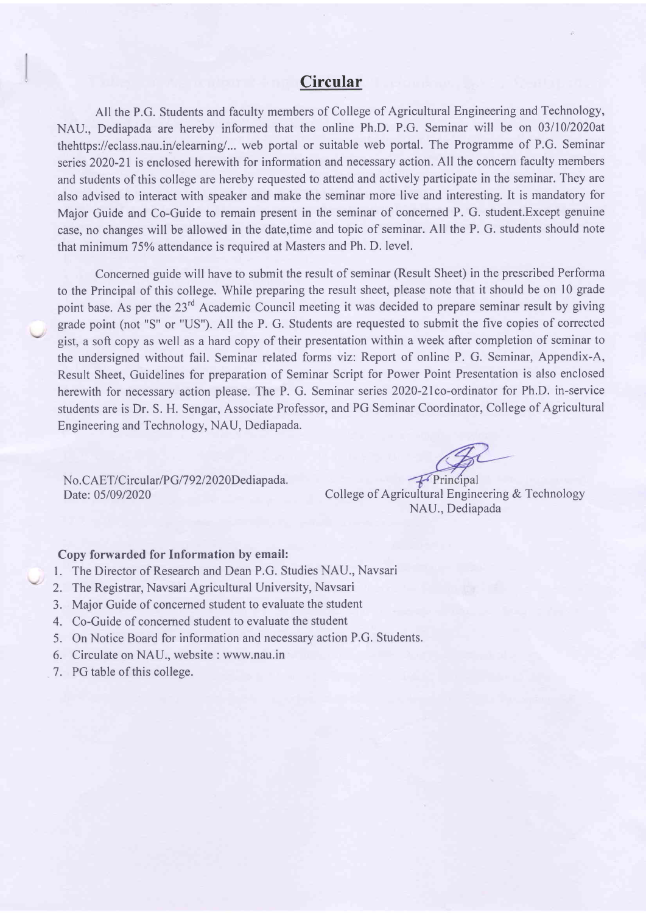## Circular

All the P.G. Students and faculty members of College of Agricultural Engineering and Technology, NAU., Dediapada are hereby informed that the online Ph.D. P.G. Seminar will be on 03/10/2020at thehttps://eclass.nau.in/elearning/... web portal or suitable web portal. The Programme of P.G. Seminar series 2020-21 is enclosed herewith for information and necessary action. All the concern faculty members and students of this college are hereby requested to attend and actively participate in the seminar. They are also advised to interact with speaker and make the seminar more live and interesting. It is mandatory for Major Guide and Co-Guide to remain present in the seminar of concerned P. G. student.Except genuine case, no changes will be allowed in the date,time and topic of seminar. All the P. G. students should note that minimum 75% attendance is required at Masters and Ph. D. level.

Concerned guide will have to submit the result of seminar (Result Sheet) in the prescribed Performa to the Principal of this college. While preparing the result sheet, please note that it should be on 10 grade point base. As per the 23rd Academic Council meeting it was decided to prepare seminar result by giving grade point (not "S" or "US"). All the P. G. Students are requested to submit the five copies of corrected gist, a soft copy as well as a hard copy of their presentation within a week after completion of seminar to the undersigned without fail. Seminar related forms viz: Report of online P. G. Seminar, Appendix-A, Result Sheet, Guidelines for preparation of Seminar Script for Power Point Presentation is also enclosed herewith for necessary action please. The P. G. Seminar series 2020-21co-ordinator for Ph.D. in-service students are is Dr. S. H. Sengar, Associate Professor, and PG Seminar Coordinator, College of Agricultural Engineering and Technology, NAU, Dediapada.

No.CAET/Circular/PG/792/2020Dediapada.
Date: 05/09/2020

Principal
College of Agricultural Engineering & Technology
NAU., Dediapada

**Copy forwarded for Information by email:**

1. The Director of Research and Dean P.G. Studies NAU., Navsari
2. The Registrar, Navsari Agricultural University, Navsari
3. Major Guide of concerned student to evaluate the student
4. Co-Guide of concerned student to evaluate the student
5. On Notice Board for information and necessary action P.G. Students.
6. Circulate on NAU., website : www.nau.in
7. PG table of this college.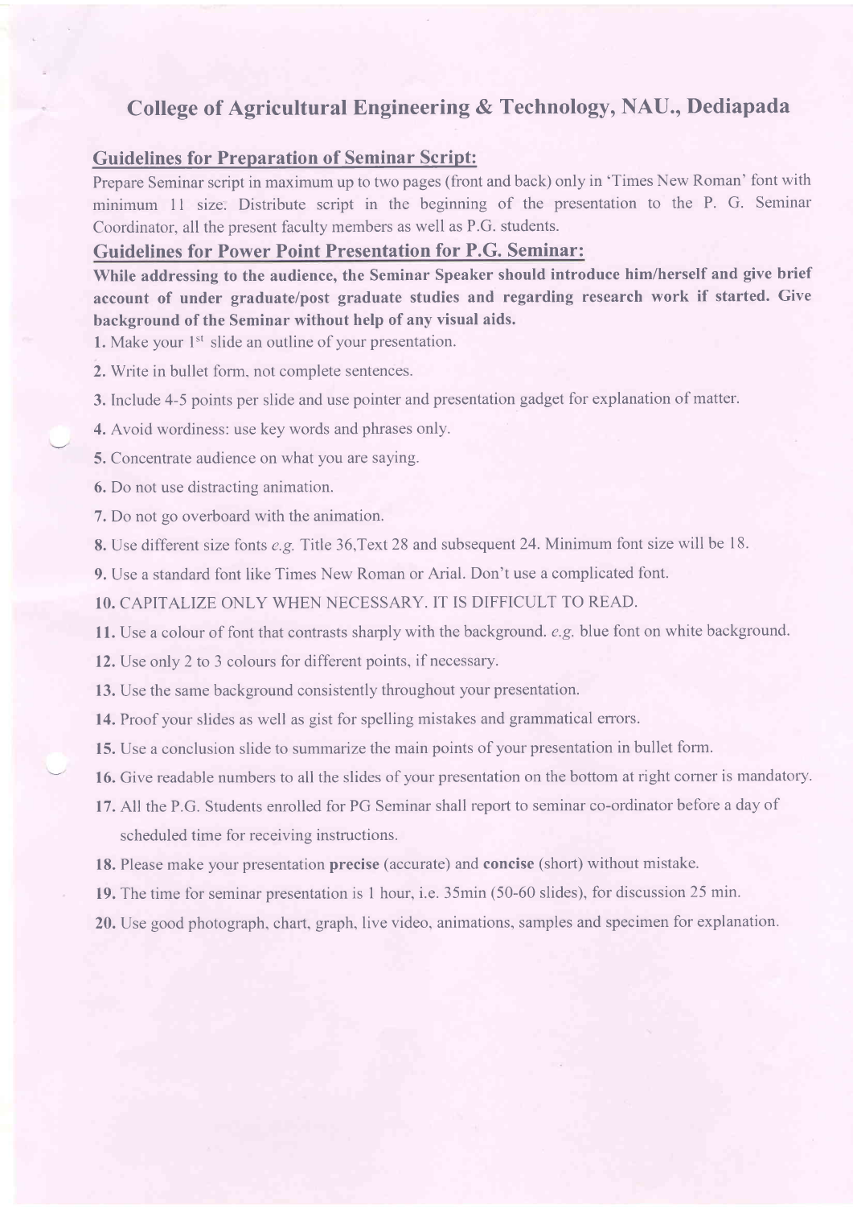# College of Agricultural Engineering & Technology, NAU., Dediapada

## Guidelines for Preparation of Seminar Script:

Prepare Seminar script in maximum up to two pages (front and back) only in 'Times New Roman' font with minimum 11 size. Distribute script in the beginning of the presentation to the P. G. Seminar Coordinator, all the present faculty members as well as P.G. students.

## Guidelines for Power Point Presentation for P.G. Seminar:

**While addressing to the audience, the Seminar Speaker should introduce him/herself and give brief account of under graduate/post graduate studies and regarding research work if started. Give background of the Seminar without help of any visual aids.**

**1.** Make your 1st slide an outline of your presentation.

**2.** Write in bullet form, not complete sentences.

**3.** Include 4-5 points per slide and use pointer and presentation gadget for explanation of matter.

**4.** Avoid wordiness: use key words and phrases only.

**5.** Concentrate audience on what you are saying.

**6.** Do not use distracting animation.

**7.** Do not go overboard with the animation.

**8.** Use different size fonts *e.g.* Title 36,Text 28 and subsequent 24. Minimum font size will be 18.

**9.** Use a standard font like Times New Roman or Arial. Don't use a complicated font.

**10.** CAPITALIZE ONLY WHEN NECESSARY. IT IS DIFFICULT TO READ.

**11.** Use a colour of font that contrasts sharply with the background. *e.g.* blue font on white background.

**12.** Use only 2 to 3 colours for different points, if necessary.

**13.** Use the same background consistently throughout your presentation.

**14.** Proof your slides as well as gist for spelling mistakes and grammatical errors.

**15.** Use a conclusion slide to summarize the main points of your presentation in bullet form.

**16.** Give readable numbers to all the slides of your presentation on the bottom at right corner is mandatory.

**17.** All the P.G. Students enrolled for PG Seminar shall report to seminar co-ordinator before a day of scheduled time for receiving instructions.

**18.** Please make your presentation **precise** (accurate) and **concise** (short) without mistake.

**19.** The time for seminar presentation is 1 hour, i.e. 35min (50-60 slides), for discussion 25 min.

**20.** Use good photograph, chart, graph, live video, animations, samples and specimen for explanation.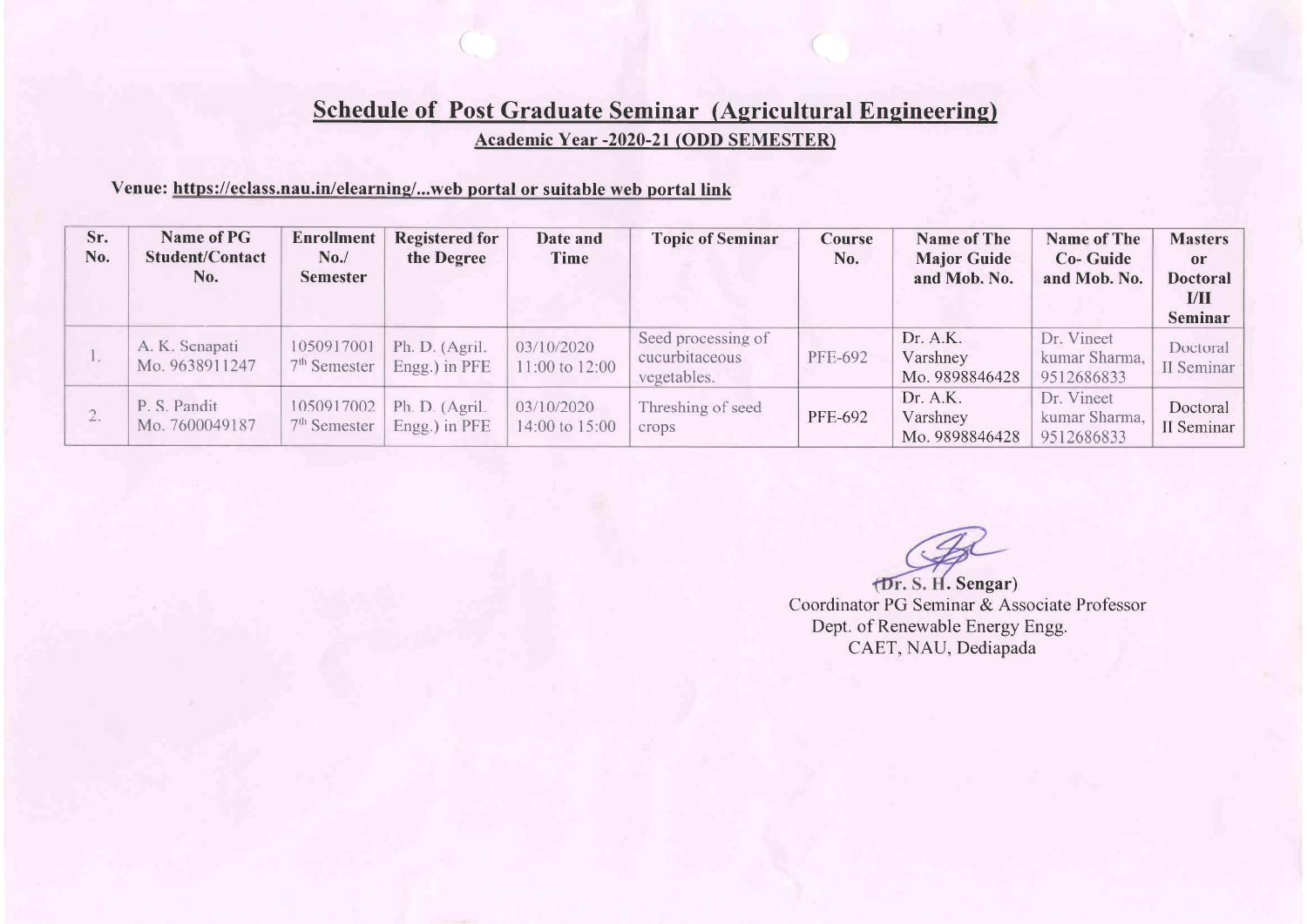## Schedule of Post Graduate Seminar (Agricultural Engineering)

**Academic Year -2020-21 (ODD SEMESTER)**

**Venue: https://eclass.nau.in/elearning/...web portal or suitable web portal link**

| Sr. No. | Name of PG Student/Contact No. | Enrollment No./ Semester | Registered for the Degree | Date and Time | Topic of Seminar | Course No. | Name of The Major Guide and Mob. No. | Name of The Co- Guide and Mob. No. | Masters or Doctoral I/II Seminar |
|---|---|---|---|---|---|---|---|---|---|
| 1. | A. K. Senapati Mo. 9638911247 | 1050917001 7th Semester | Ph. D. (Agril. Engg.) in PFE | 03/10/2020 11:00 to 12:00 | Seed processing of cucurbitaceous vegetables. | PFE-692 | Dr. A.K. Varshney Mo. 9898846428 | Dr. Vineet kumar Sharma, 9512686833 | Doctoral II Seminar |
| 2. | P. S. Pandit Mo. 7600049187 | 1050917002 7th Semester | Ph. D. (Agril. Engg.) in PFE | 03/10/2020 14:00 to 15:00 | Threshing of seed crops | PFE-692 | Dr. A.K. Varshney Mo. 9898846428 | Dr. Vineet kumar Sharma, 9512686833 | Doctoral II Seminar |

(Dr. S. H. Sengar)
Coordinator PG Seminar & Associate Professor
Dept. of Renewable Energy Engg.
CAET, NAU, Dediapada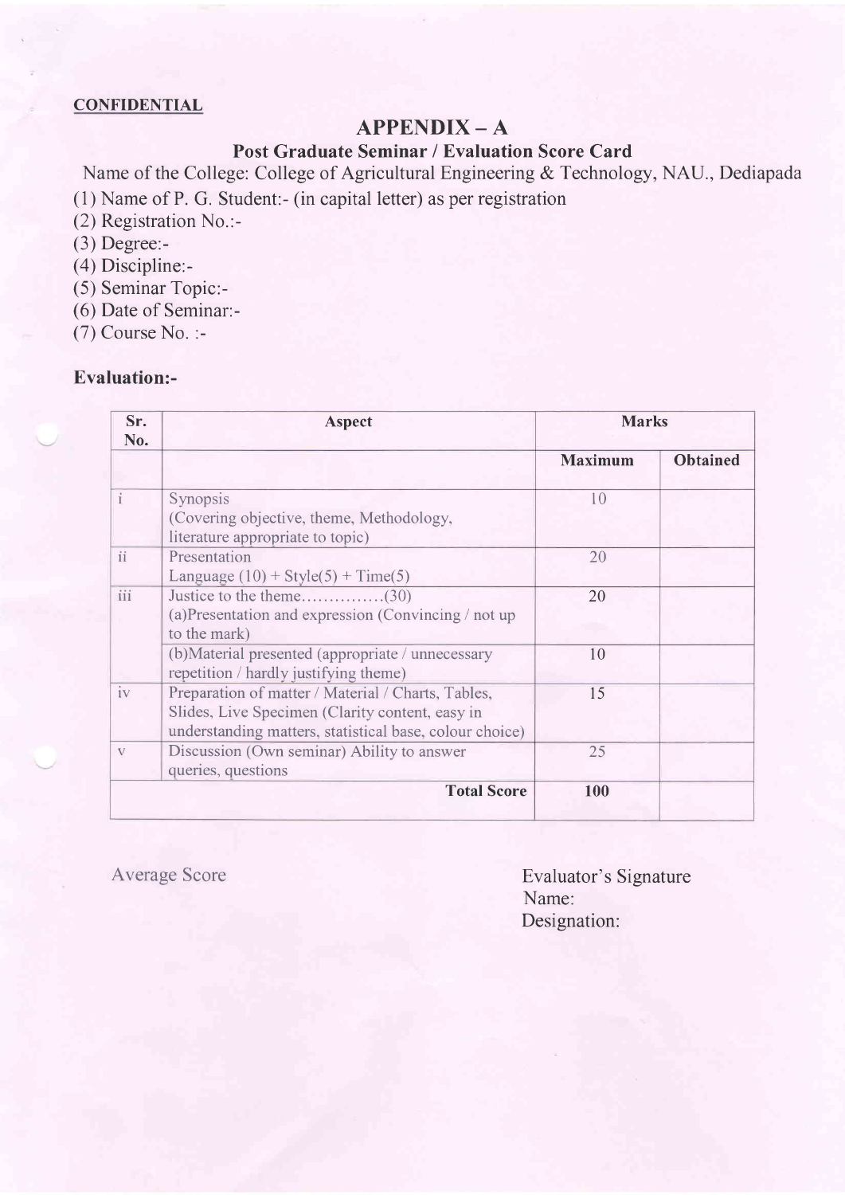**CONFIDENTIAL**

# APPENDIX – A

## Post Graduate Seminar / Evaluation Score Card

Name of the College: College of Agricultural Engineering & Technology, NAU., Dediapada

(1) Name of P. G. Student:- (in capital letter) as per registration

(2) Registration No.:-

(3) Degree:-

(4) Discipline:-

(5) Seminar Topic:-

(6) Date of Seminar:-

(7) Course No. :-

### Evaluation:-

| Sr. No. | Aspect | Marks | |
|---|---|---|---|
| | | **Maximum** | **Obtained** |
| i | Synopsis (Covering objective, theme, Methodology, literature appropriate to topic) | 10 | |
| ii | Presentation Language (10) + Style(5) + Time(5) | 20 | |
| iii | Justice to the theme..............(30) (a)Presentation and expression (Convincing / not up to the mark) | 20 | |
| | (b)Material presented (appropriate / unnecessary repetition / hardly justifying theme) | 10 | |
| iv | Preparation of matter / Material / Charts, Tables, Slides, Live Specimen (Clarity content, easy in understanding matters, statistical base, colour choice) | 15 | |
| v | Discussion (Own seminar) Ability to answer queries, questions | 25 | |
| | **Total Score** | **100** | |

Average Score

Evaluator's Signature
Name:
Designation: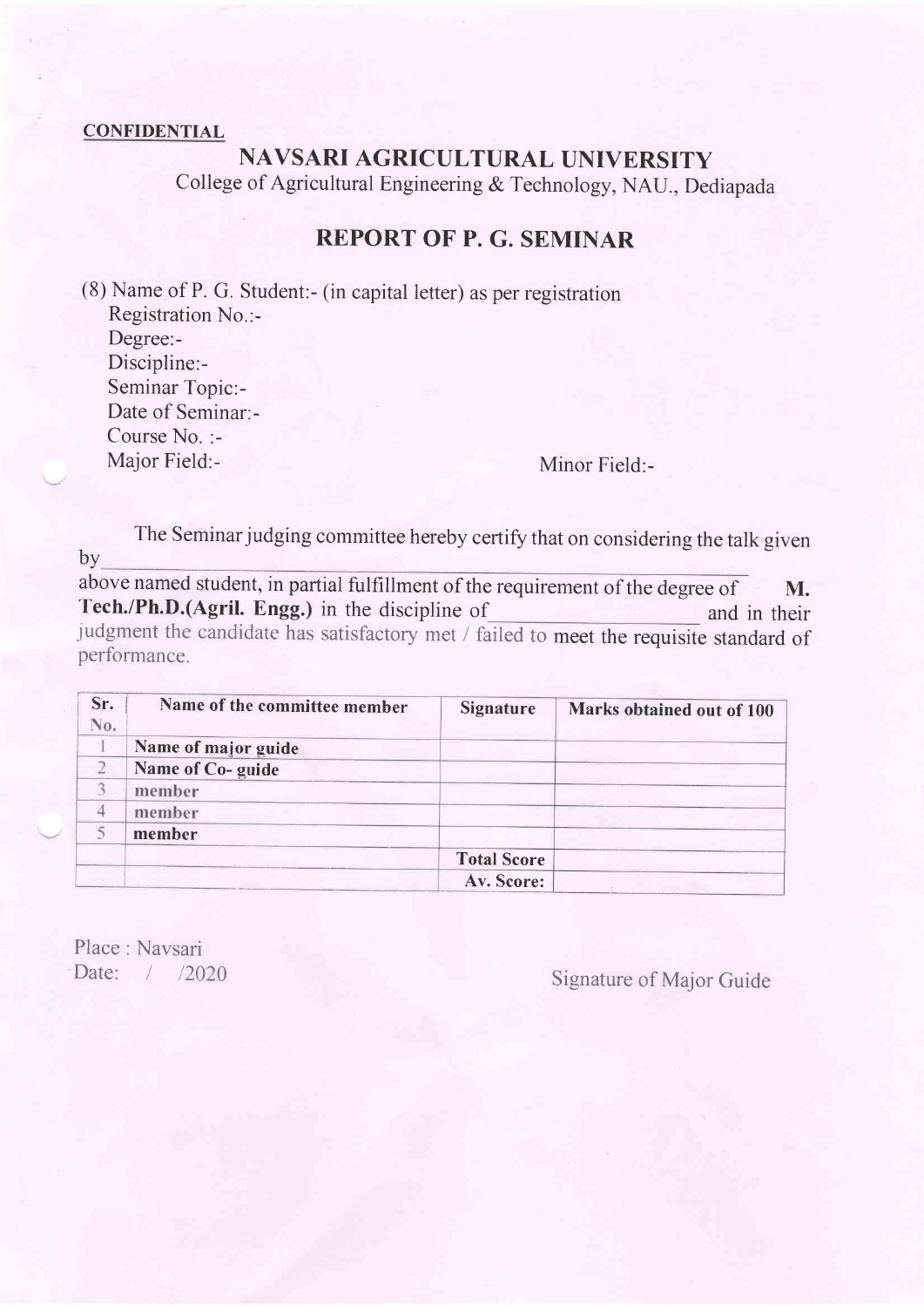**CONFIDENTIAL**

# NAVSARI AGRICULTURAL UNIVERSITY

College of Agricultural Engineering & Technology, NAU., Dediapada

## REPORT OF P. G. SEMINAR

(8) Name of P. G. Student:- (in capital letter) as per registration
Registration No.:-
Degree:-
Discipline:-
Seminar Topic:-
Date of Seminar:-
Course No. :-
Major Field:- Minor Field:-

The Seminar judging committee hereby certify that on considering the talk given by\_\_\_\_\_\_\_\_\_\_\_\_\_\_\_\_\_\_\_\_\_\_\_\_\_\_\_\_ above named student, in partial fulfillment of the requirement of the degree of **M. Tech./Ph.D.(Agril. Engg.)** in the discipline of\_\_\_\_\_\_\_\_\_\_\_\_\_\_\_\_ and in their judgment the candidate has satisfactory met / failed to meet the requisite standard of performance.

| Sr. No. | Name of the committee member | Signature | Marks obtained out of 100 |
|---|---|---|---|
| 1 | Name of major guide | | |
| 2 | Name of Co- guide | | |
| 3 | member | | |
| 4 | member | | |
| 5 | member | | |
| | | Total Score | |
| | | Av. Score: | |

Place : Navsari
Date: / /2020

Signature of Major Guide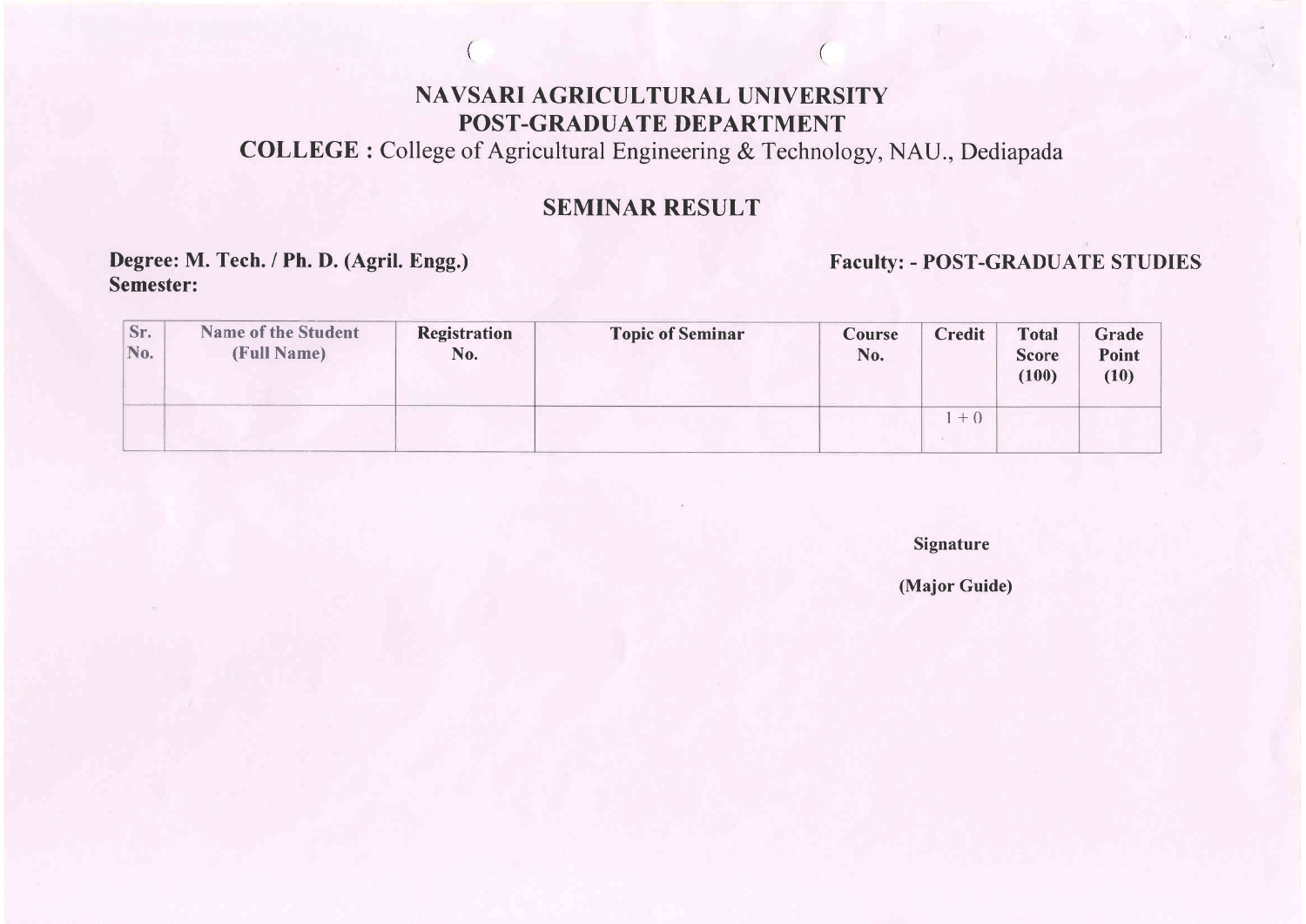# NAVSARI AGRICULTURAL UNIVERSITY

## POST-GRADUATE DEPARTMENT

**COLLEGE :** College of Agricultural Engineering & Technology, NAU., Dediapada

## SEMINAR RESULT

**Degree: M. Tech. / Ph. D. (Agril. Engg.)** **Faculty: - POST-GRADUATE STUDIES**

**Semester:**

| Sr. No. | Name of the Student (Full Name) | Registration No. | Topic of Seminar | Course No. | Credit | Total Score (100) | Grade Point (10) |
|---|---|---|---|---|---|---|---|
| | | | | | 1 + 0 | | |

**Signature**

**(Major Guide)**